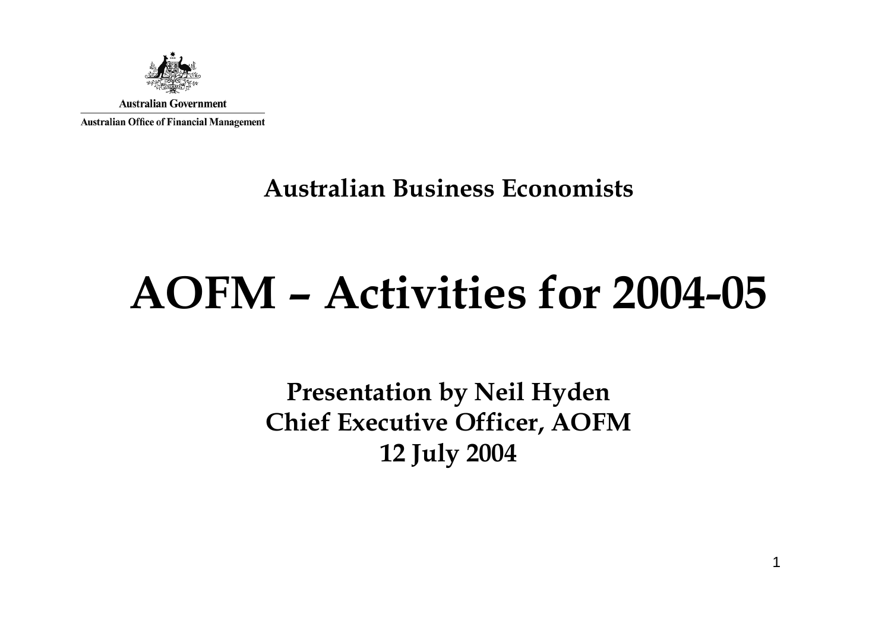Australian Government

Australian Office of Financial Management

**Australian Business Economists**

# AOFM – Activities for 2004-05

**Presentation by Neil Hyden**
**Chief Executive Officer, AOFM**
**12 July 2004**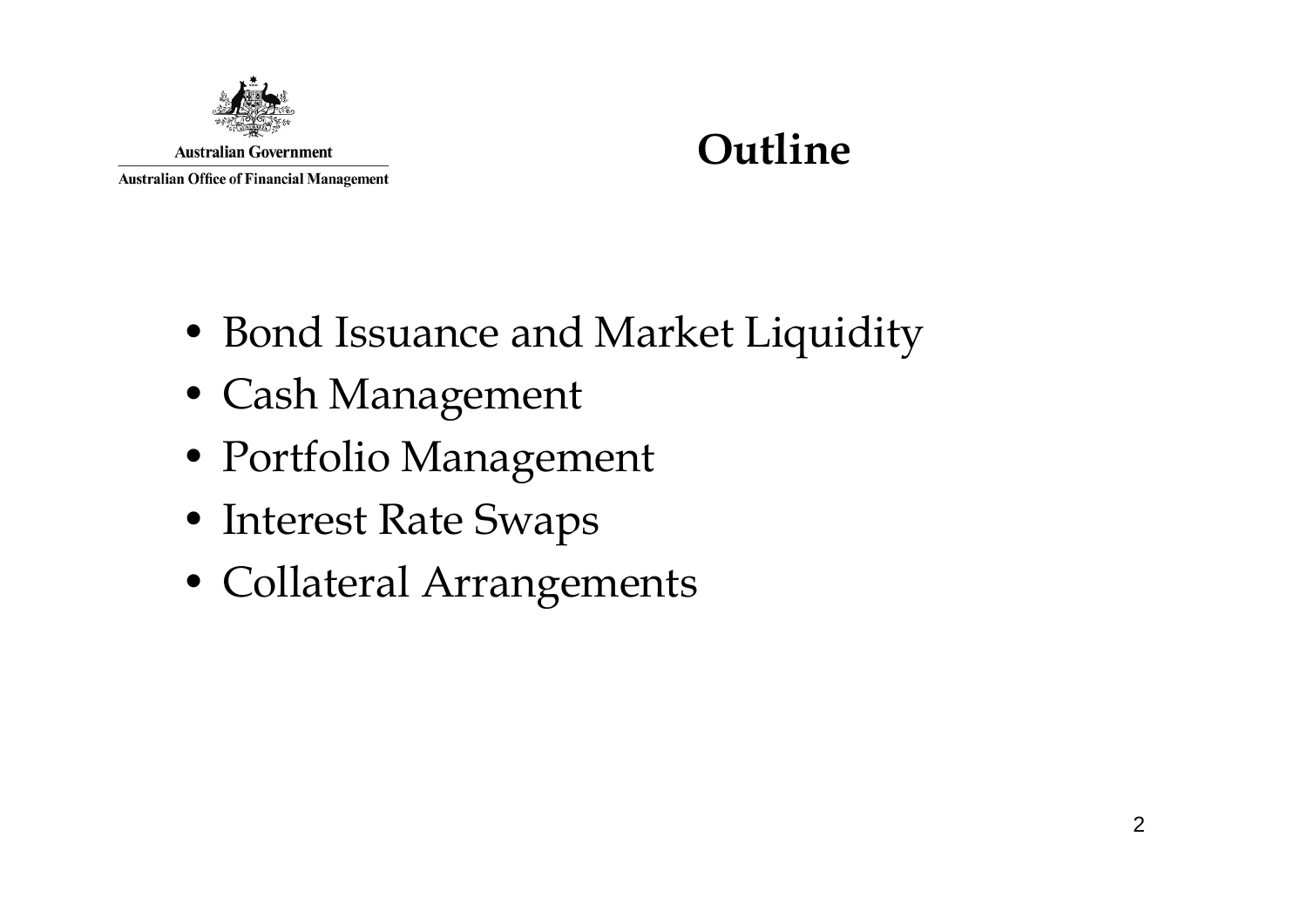# Outline

- Bond Issuance and Market Liquidity
- Cash Management
- Portfolio Management
- Interest Rate Swaps
- Collateral Arrangements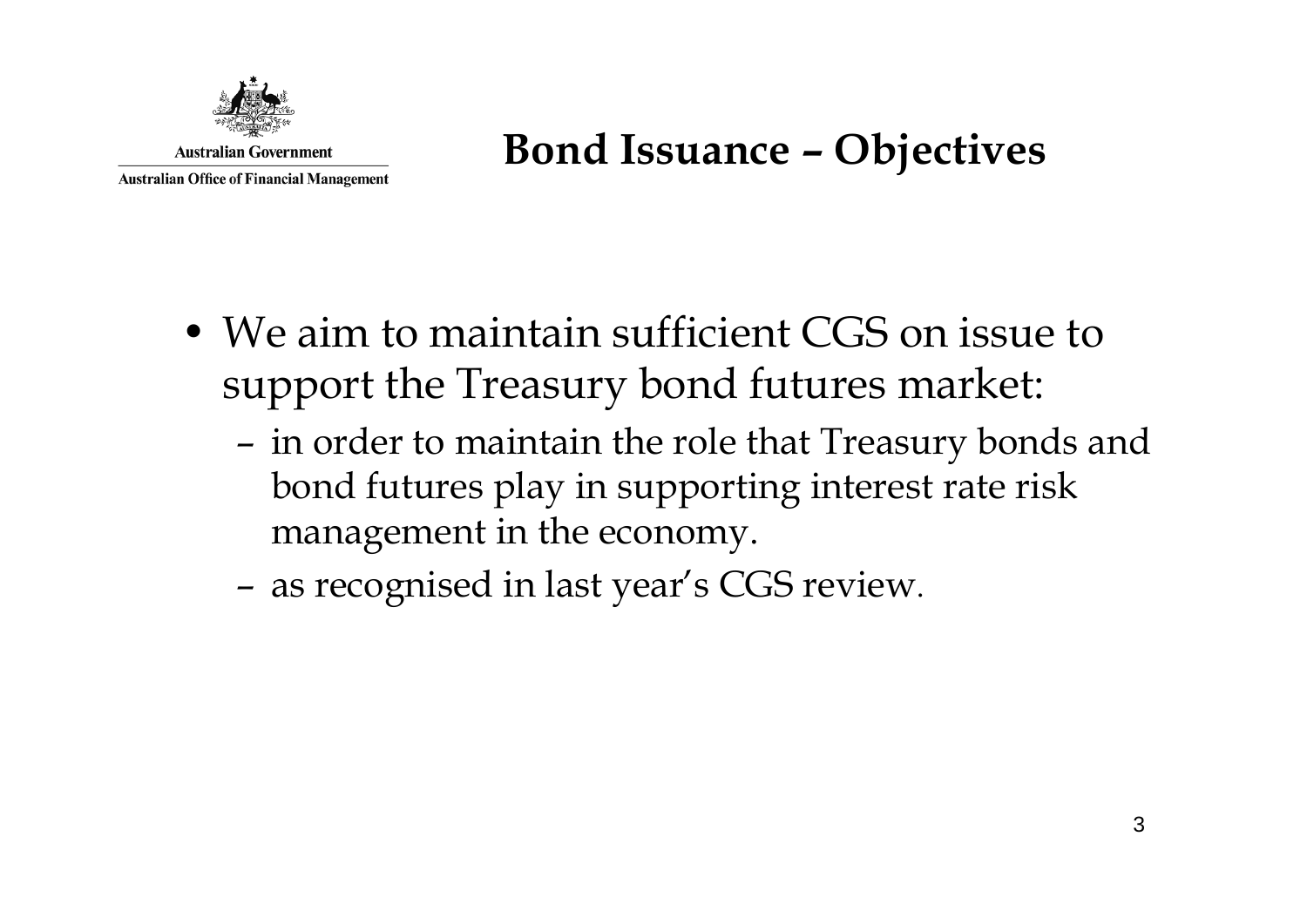# Bond Issuance – Objectives

- We aim to maintain sufficient CGS on issue to support the Treasury bond futures market:
  - in order to maintain the role that Treasury bonds and bond futures play in supporting interest rate risk management in the economy.
  - as recognised in last year's CGS review.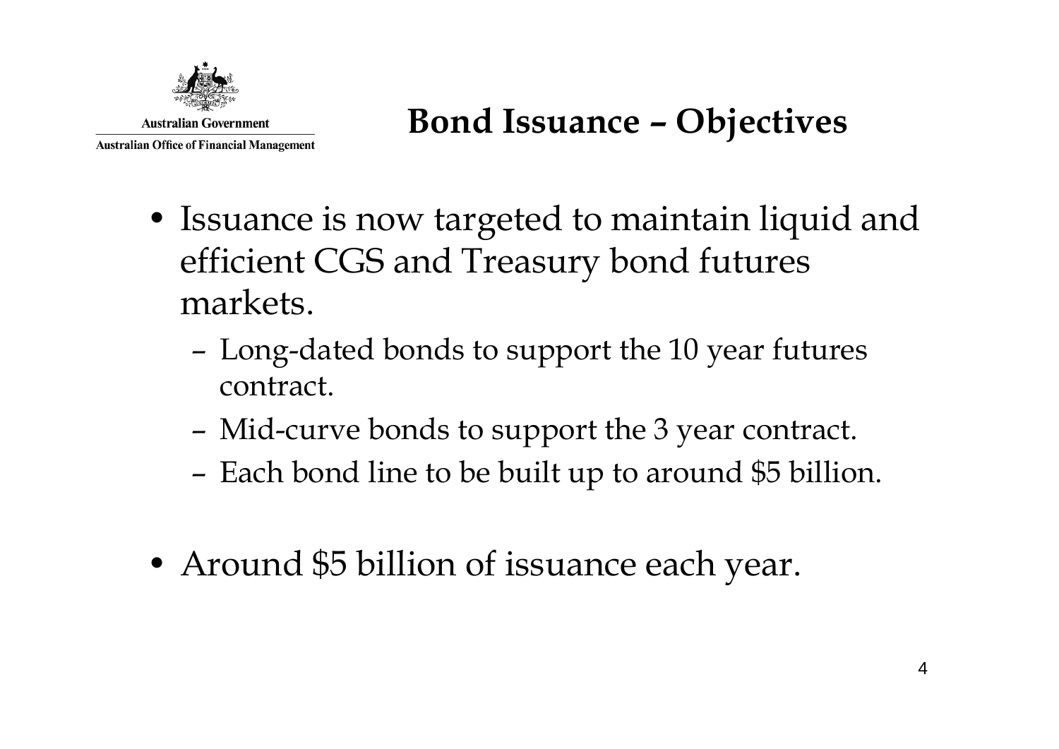# Bond Issuance – Objectives

- Issuance is now targeted to maintain liquid and efficient CGS and Treasury bond futures markets.
  - Long-dated bonds to support the 10 year futures contract.
  - Mid-curve bonds to support the 3 year contract.
  - Each bond line to be built up to around $5 billion.

- Around $5 billion of issuance each year.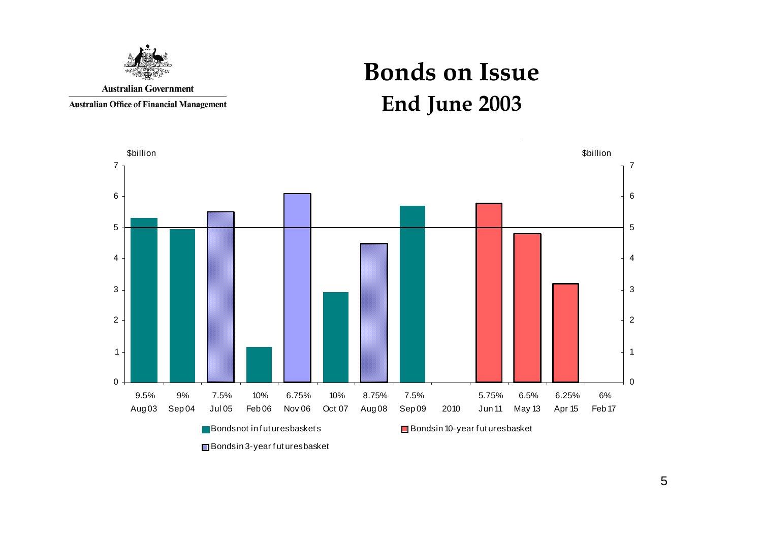Australian Government

Australian Office of Financial Management

# Bonds on Issue

## End June 2003

$billion

| Coupon | Maturity | Approx. amount ($billion) | Category |
| --- | --- | --- | --- |
| 9.5% | Aug 03 | 5.3 | Bonds not in futures baskets |
| 9% | Sep 04 | 4.95 | Bonds not in futures baskets |
| 7.5% | Jul 05 | 5.5 | Bonds in 3-year futures basket |
| 10% | Feb 06 | 1.15 | Bonds not in futures baskets |
| 6.75% | Nov 06 | 6.1 | Bonds in 3-year futures basket |
| 10% | Oct 07 | 2.9 | Bonds not in futures baskets |
| 8.75% | Aug 08 | 4.5 | Bonds in 3-year futures basket |
| 7.5% | Sep 09 | 5.7 | Bonds not in futures baskets |
| | 2010 | | |
| 5.75% | Jun 11 | 5.8 | Bonds in 10-year futures basket |
| 6.5% | May 13 | 4.8 | Bonds in 10-year futures basket |
| 6.25% | Apr 15 | 3.2 | Bonds in 10-year futures basket |
| 6% | Feb 17 | | |

- Bonds not in futures baskets
- Bonds in 10-year futures basket
- Bonds in 3-year futures basket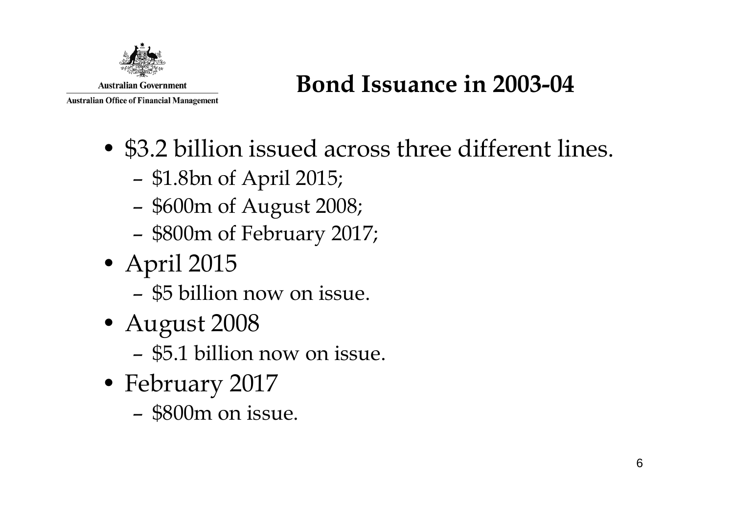# Bond Issuance in 2003-04

- $3.2 billion issued across three different lines.
  - $1.8bn of April 2015;
  - $600m of August 2008;
  - $800m of February 2017;
- April 2015
  - $5 billion now on issue.
- August 2008
  - $5.1 billion now on issue.
- February 2017
  - $800m on issue.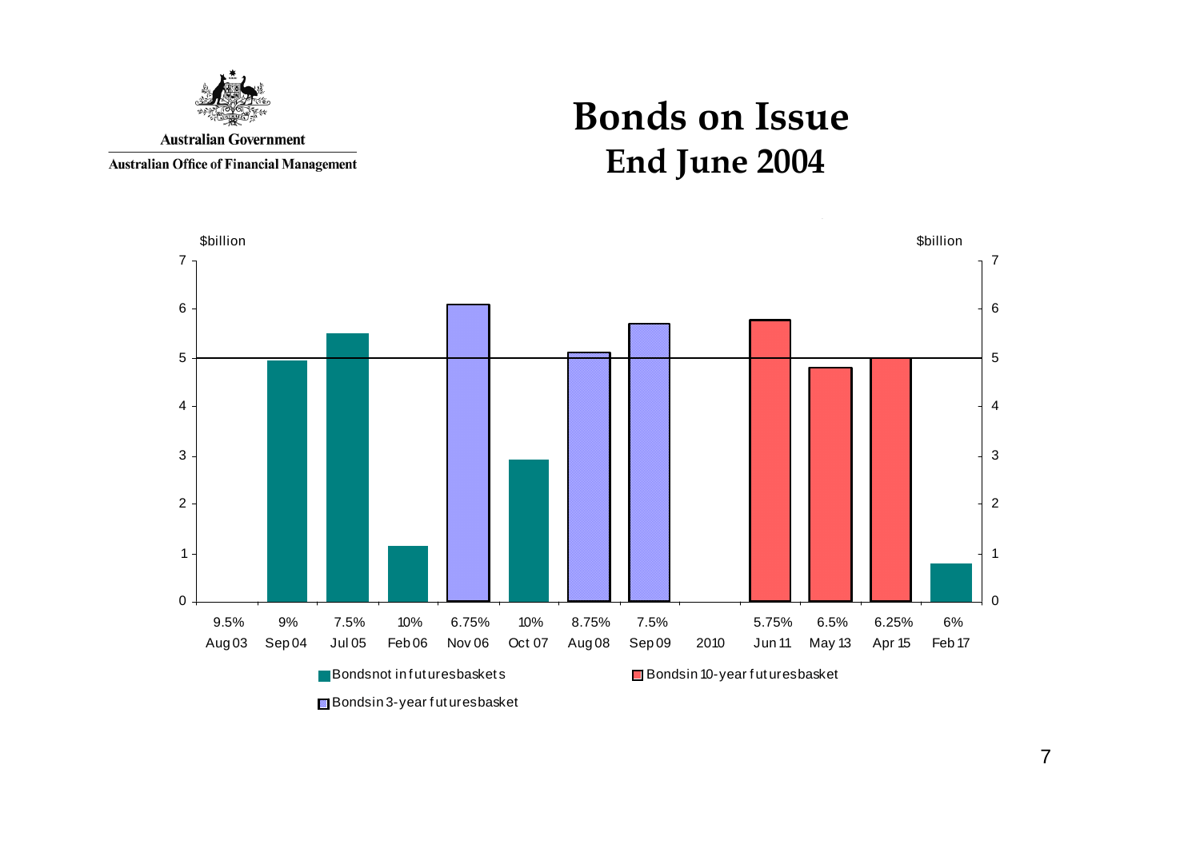Australian Government

Australian Office of Financial Management

# Bonds on Issue
## End June 2004

$billion

| Coupon | Maturity | Amount ($billion) | Category |
|---|---|---|---|
| 9.5% | Aug 03 | 0 | |
| 9% | Sep 04 | ~4.95 | Bonds not in futures baskets |
| 7.5% | Jul 05 | ~5.5 | Bonds not in futures baskets |
| 10% | Feb 06 | ~1.15 | Bonds not in futures baskets |
| 6.75% | Nov 06 | ~6.1 | Bonds in 3-year futures basket |
| 10% | Oct 07 | ~2.9 | Bonds not in futures baskets |
| 8.75% | Aug 08 | ~5.1 | Bonds in 3-year futures basket |
| 7.5% | Sep 09 | ~5.7 | Bonds in 3-year futures basket |
| | 2010 | 0 | |
| 5.75% | Jun 11 | ~5.8 | Bonds in 10-year futures basket |
| 6.5% | May 13 | ~4.8 | Bonds in 10-year futures basket |
| 6.25% | Apr 15 | ~5.0 | Bonds in 10-year futures basket |
| 6% | Feb 17 | ~0.8 | Bonds not in futures baskets |

Legend: Bonds not in futures baskets; Bonds in 10-year futures basket; Bonds in 3-year futures basket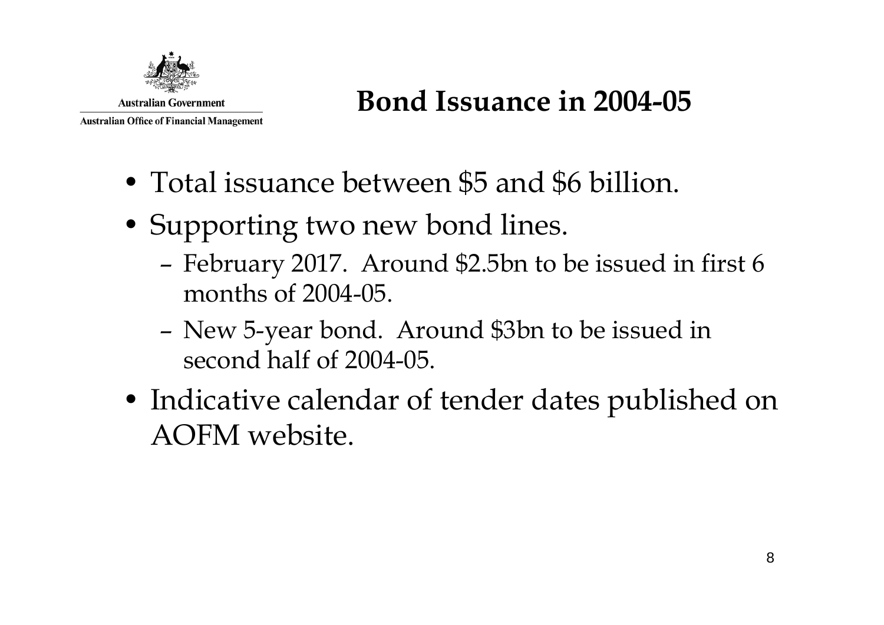# Bond Issuance in 2004-05

- Total issuance between $5 and $6 billion.
- Supporting two new bond lines.
  - February 2017. Around $2.5bn to be issued in first 6 months of 2004-05.
  - New 5-year bond. Around $3bn to be issued in second half of 2004-05.
- Indicative calendar of tender dates published on AOFM website.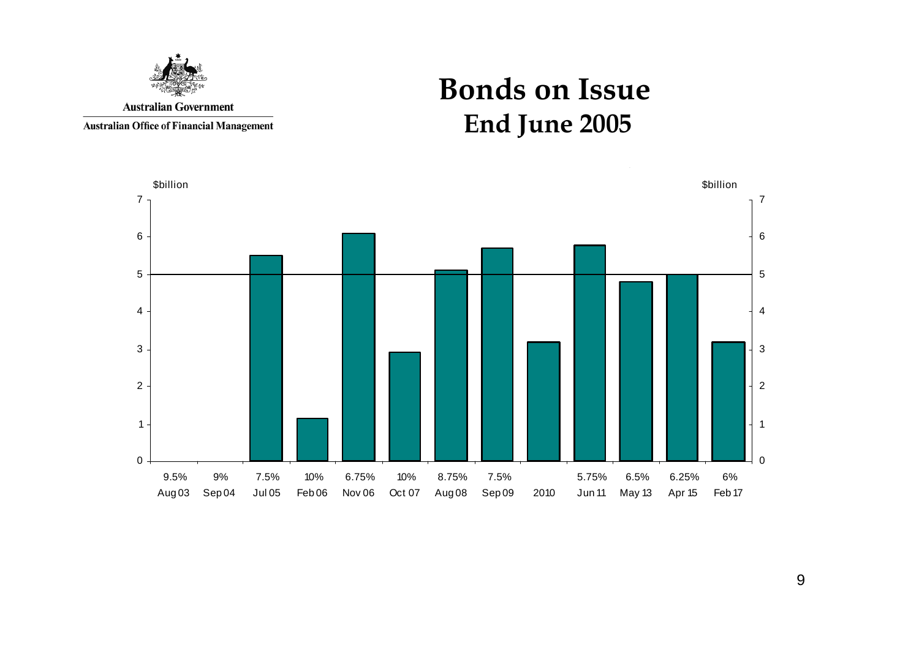Australian Government

Australian Office of Financial Management

# Bonds on Issue
## End June 2005

$billion

| Coupon | Maturity |
|---|---|
| 9.5% | Aug 03 |
| 9% | Sep 04 |
| 7.5% | Jul 05 |
| 10% | Feb 06 |
| 6.75% | Nov 06 |
| 10% | Oct 07 |
| 8.75% | Aug 08 |
| 7.5% | Sep 09 |
| | 2010 |
| 5.75% | Jun 11 |
| 6.5% | May 13 |
| 6.25% | Apr 15 |
| 6% | Feb 17 |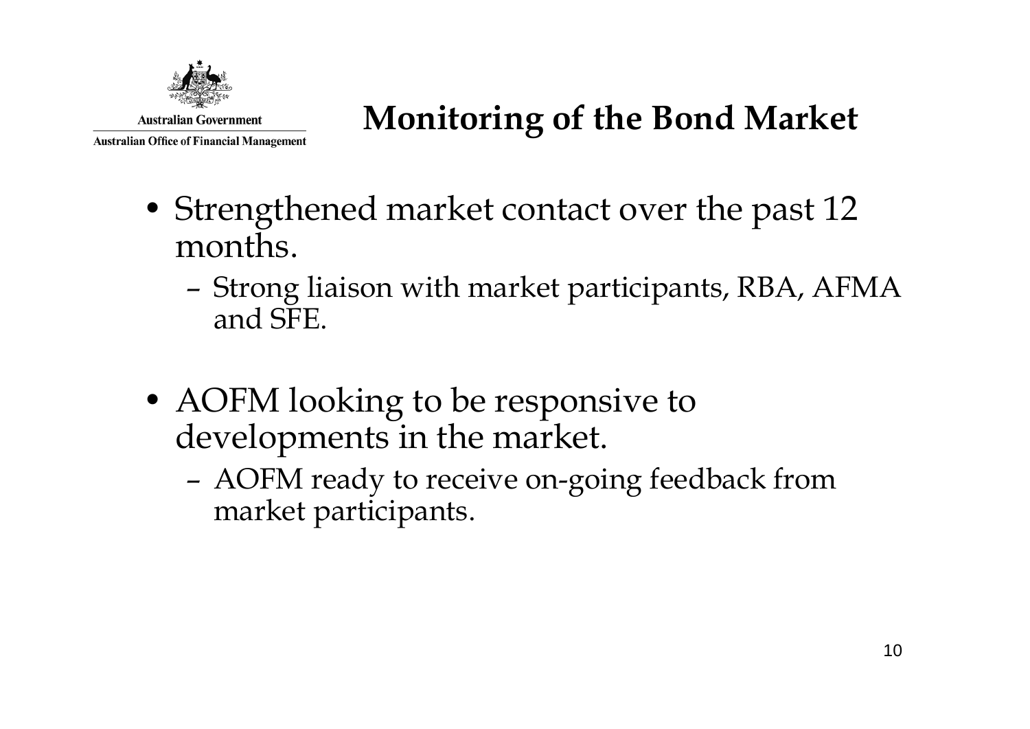# Monitoring of the Bond Market

- Strengthened market contact over the past 12 months.
  - Strong liaison with market participants, RBA, AFMA and SFE.

- AOFM looking to be responsive to developments in the market.
  - AOFM ready to receive on-going feedback from market participants.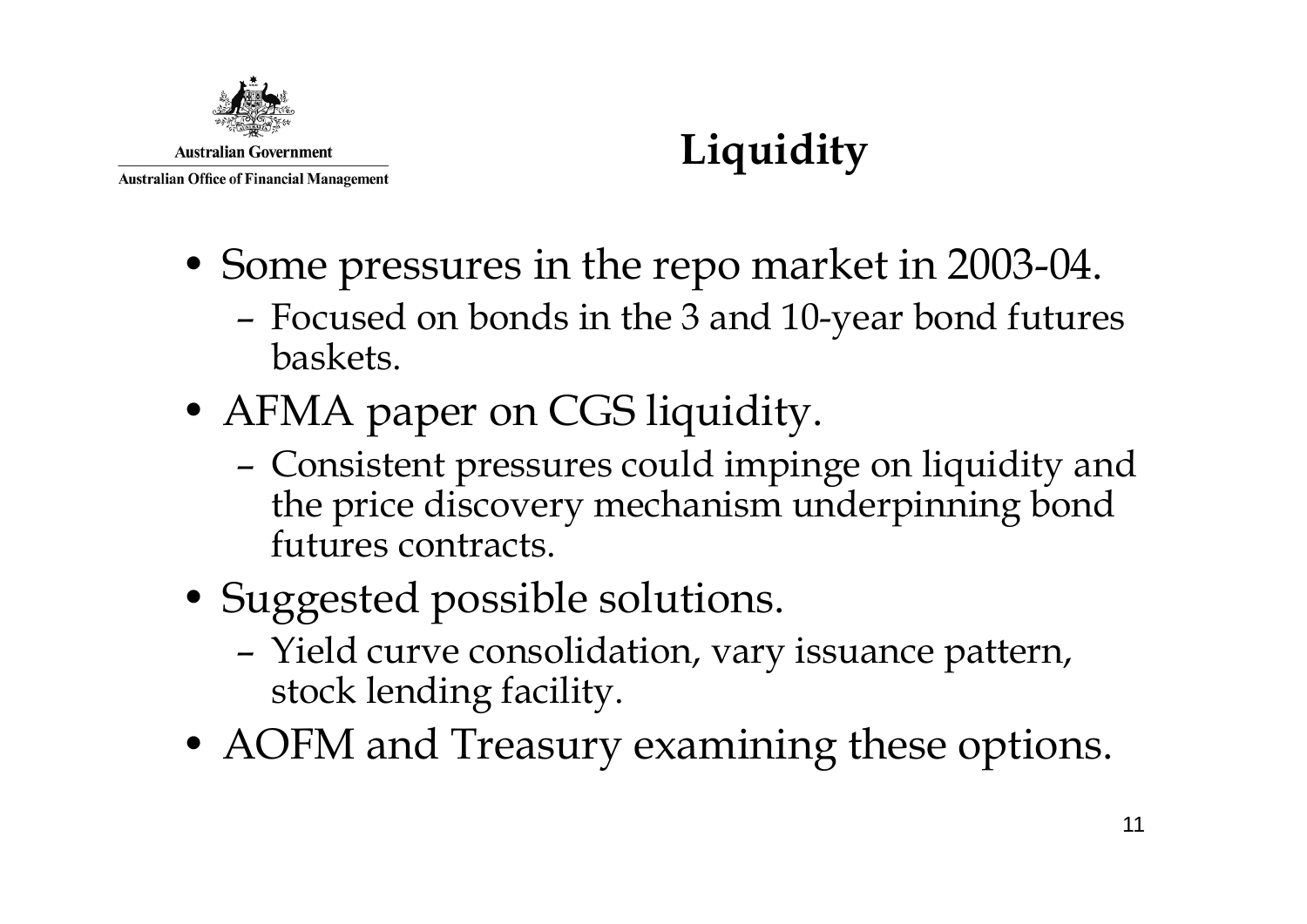Australian Government

Australian Office of Financial Management

# Liquidity

- Some pressures in the repo market in 2003-04.
  - Focused on bonds in the 3 and 10-year bond futures baskets.
- AFMA paper on CGS liquidity.
  - Consistent pressures could impinge on liquidity and the price discovery mechanism underpinning bond futures contracts.
- Suggested possible solutions.
  - Yield curve consolidation, vary issuance pattern, stock lending facility.
- AOFM and Treasury examining these options.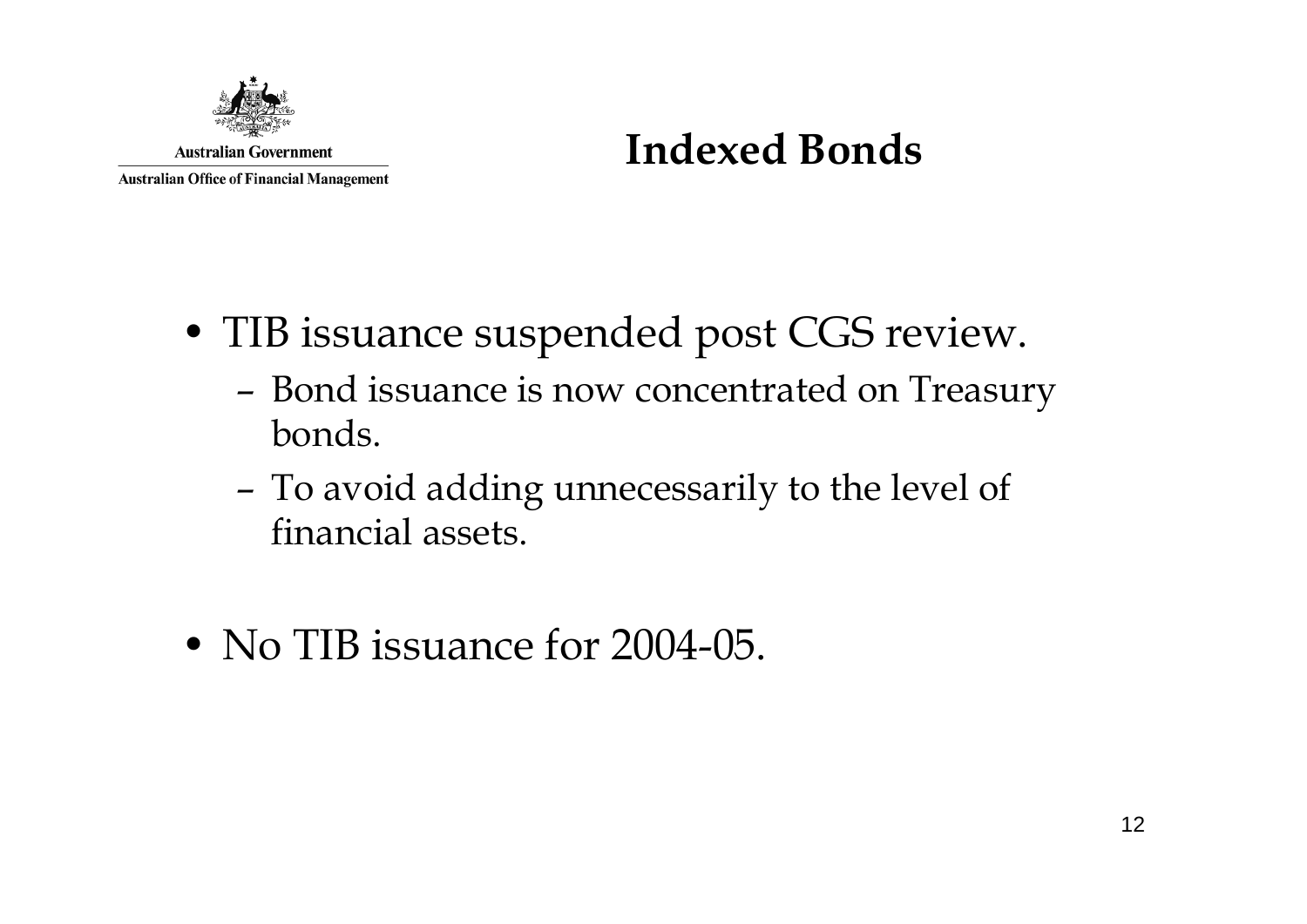# Indexed Bonds

- TIB issuance suspended post CGS review.
  - Bond issuance is now concentrated on Treasury bonds.
  - To avoid adding unnecessarily to the level of financial assets.

- No TIB issuance for 2004-05.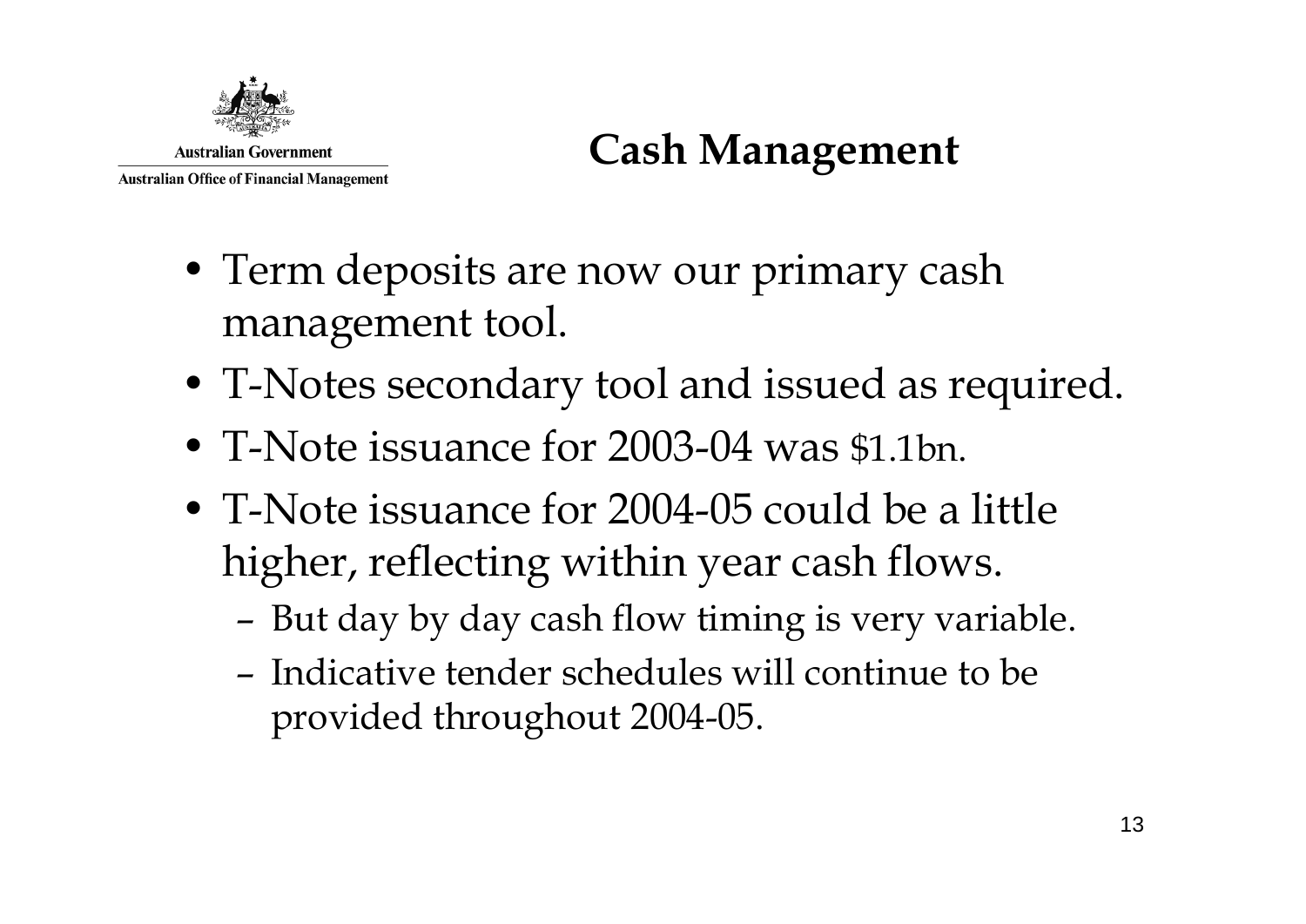Australian Government

Australian Office of Financial Management

# Cash Management

- Term deposits are now our primary cash management tool.
- T-Notes secondary tool and issued as required.
- T-Note issuance for 2003-04 was $1.1bn.
- T-Note issuance for 2004-05 could be a little higher, reflecting within year cash flows.
  - But day by day cash flow timing is very variable.
  - Indicative tender schedules will continue to be provided throughout 2004-05.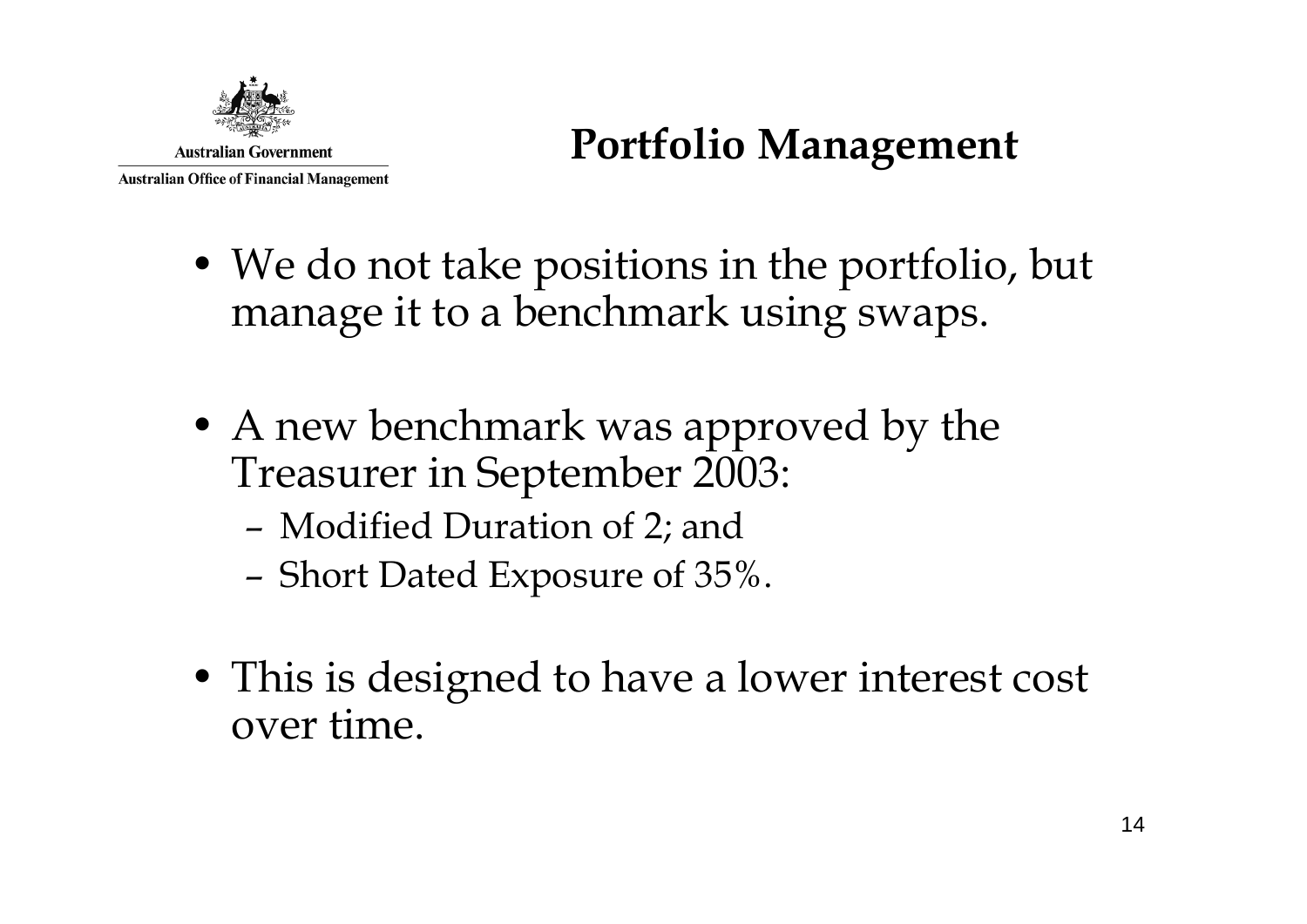Australian Government

Australian Office of Financial Management

# Portfolio Management

- We do not take positions in the portfolio, but manage it to a benchmark using swaps.
- A new benchmark was approved by the Treasurer in September 2003:
  - Modified Duration of 2; and
  - Short Dated Exposure of 35%.
- This is designed to have a lower interest cost over time.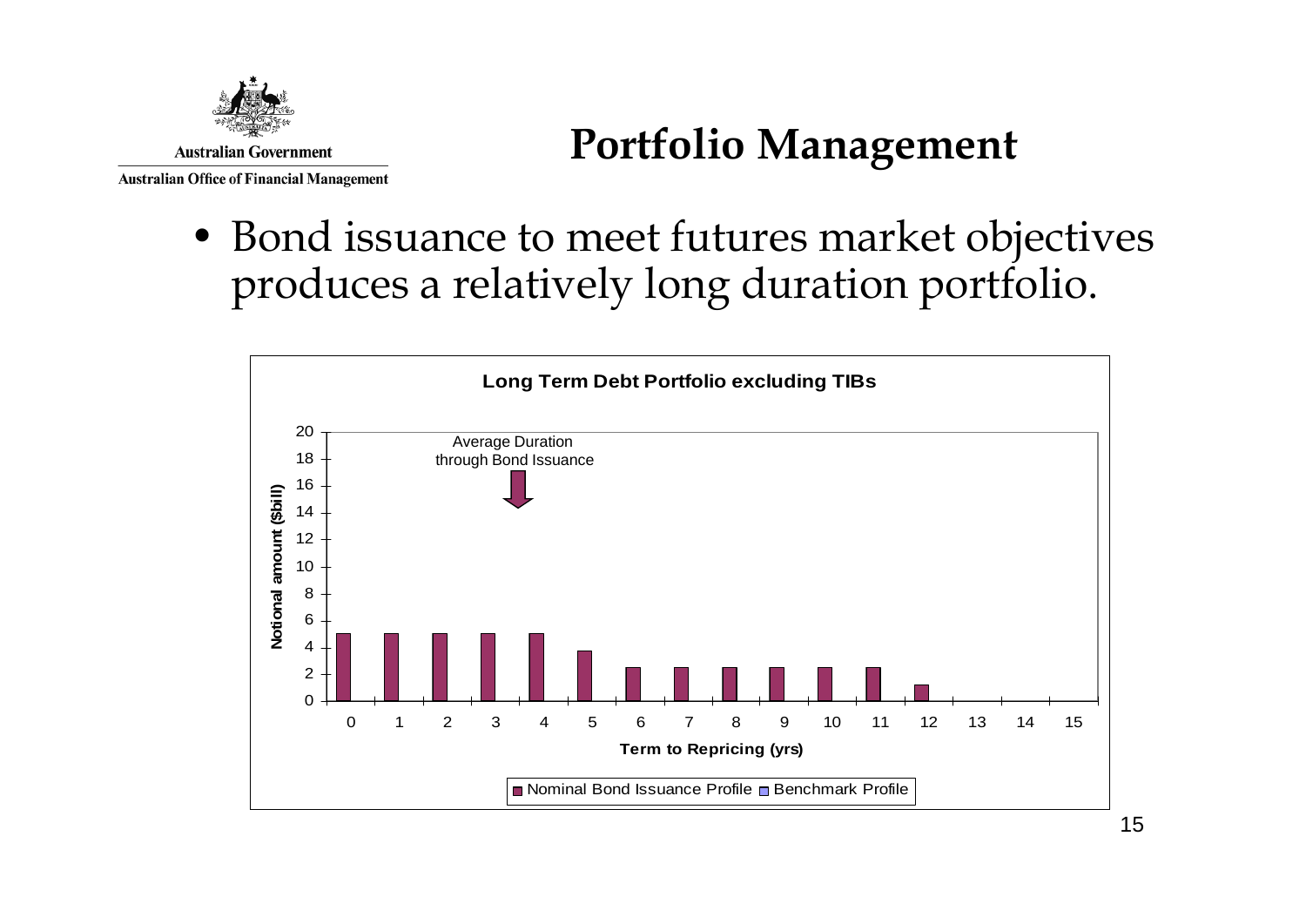Australian Government

Australian Office of Financial Management

# Portfolio Management

- Bond issuance to meet futures market objectives produces a relatively long duration portfolio.

**Long Term Debt Portfolio excluding TIBs**

| Term to Repricing (yrs) | Nominal Bond Issuance Profile – Notional amount ($bill) |
|---|---|
| 0 | 5 |
| 1 | 5 |
| 2 | 5 |
| 3 | 5 |
| 4 | 5 |
| 5 | 3.75 |
| 6 | 2.5 |
| 7 | 2.5 |
| 8 | 2.5 |
| 9 | 2.5 |
| 10 | 2.5 |
| 11 | 2.5 |
| 12 | 1.25 |
| 13 | 0 |
| 14 | 0 |
| 15 | 0 |

Average Duration through Bond Issuance

Legend: Nominal Bond Issuance Profile, Benchmark Profile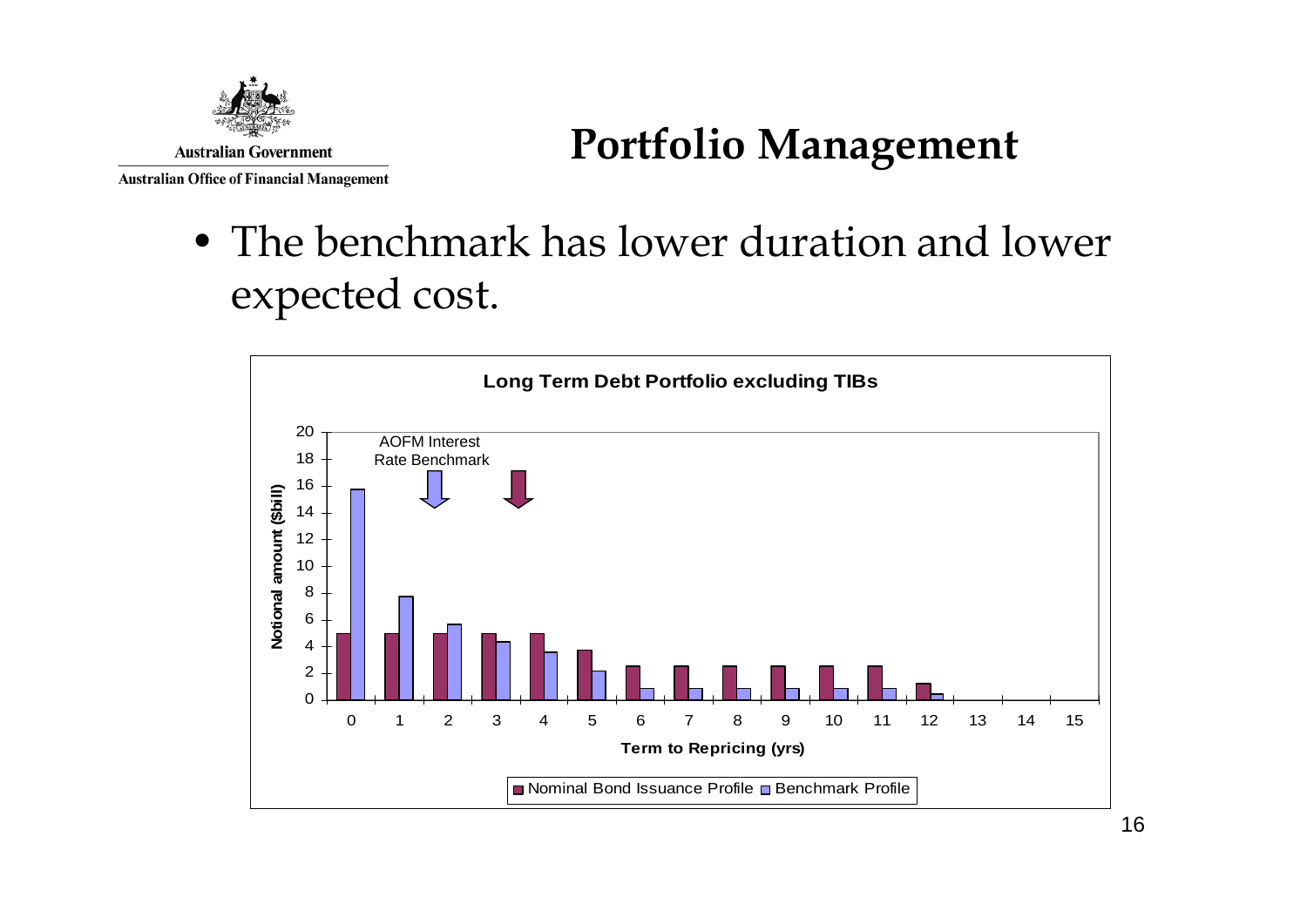# Portfolio Management

- The benchmark has lower duration and lower expected cost.

**Long Term Debt Portfolio excluding TIBs**

AOFM Interest Rate Benchmark

Notional amount ($bill)

Term to Repricing (yrs)

Nominal Bond Issuance Profile | Benchmark Profile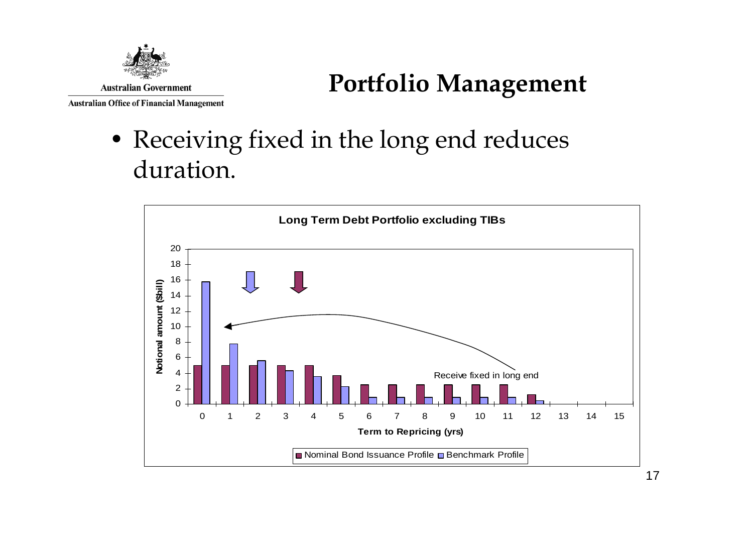# Portfolio Management

- Receiving fixed in the long end reduces duration.

**Long Term Debt Portfolio excluding TIBs**

Receive fixed in long end

Notional amount ($bill)

Term to Repricing (yrs)

Nominal Bond Issuance Profile  Benchmark Profile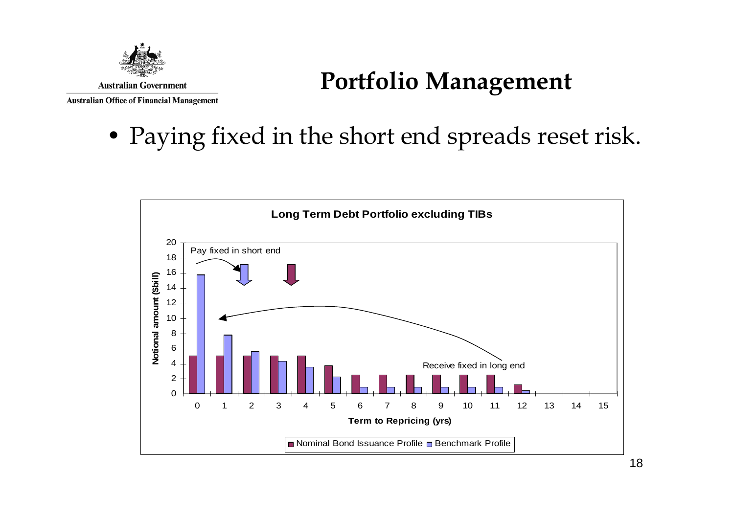# Portfolio Management

- Paying fixed in the short end spreads reset risk.

**Long Term Debt Portfolio excluding TIBs**

Pay fixed in short end

Receive fixed in long end

Notional amount ($bill)

Term to Repricing (yrs)

Nominal Bond Issuance Profile | Benchmark Profile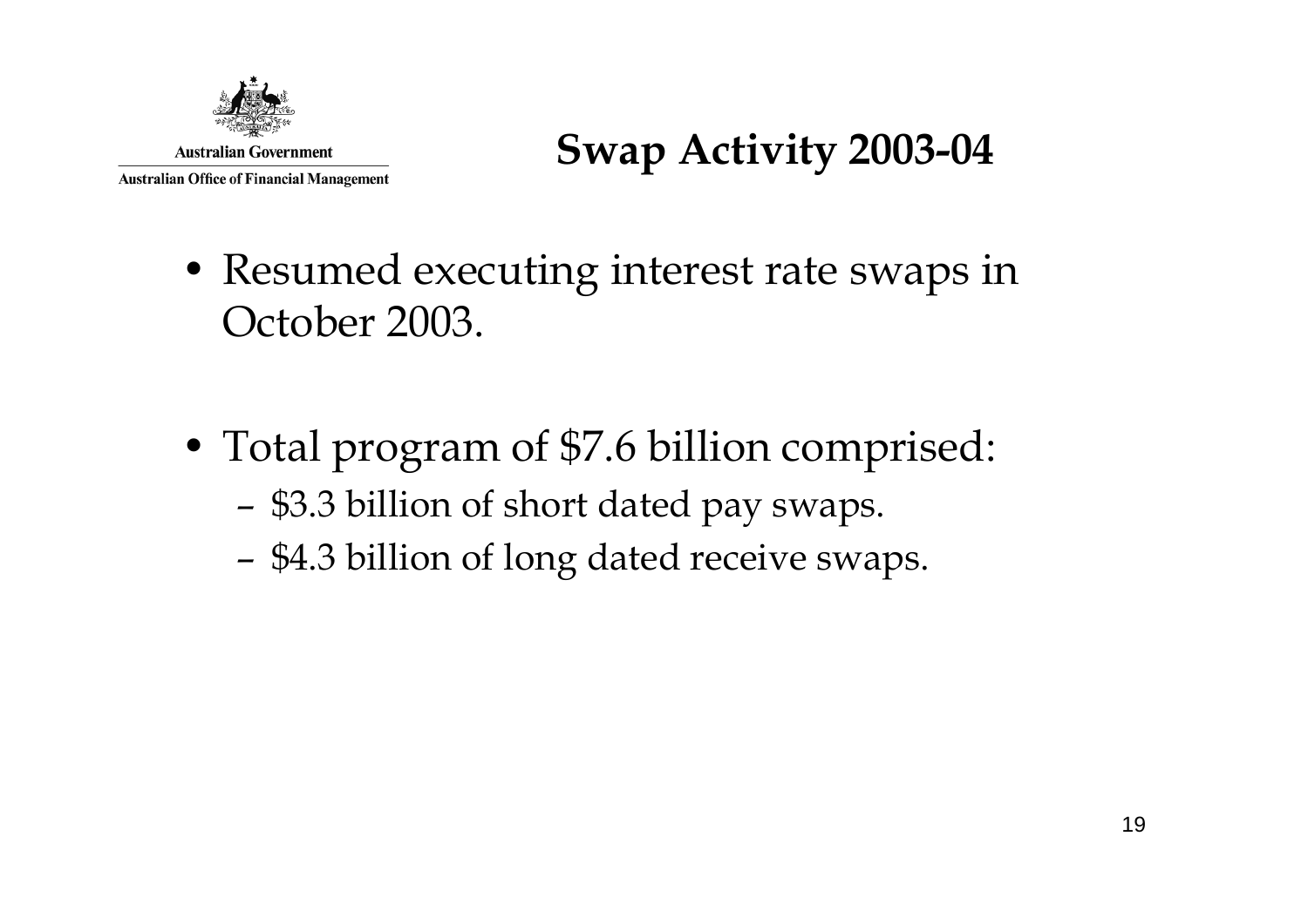# Swap Activity 2003-04

- Resumed executing interest rate swaps in October 2003.

- Total program of $7.6 billion comprised:
  - $3.3 billion of short dated pay swaps.
  - $4.3 billion of long dated receive swaps.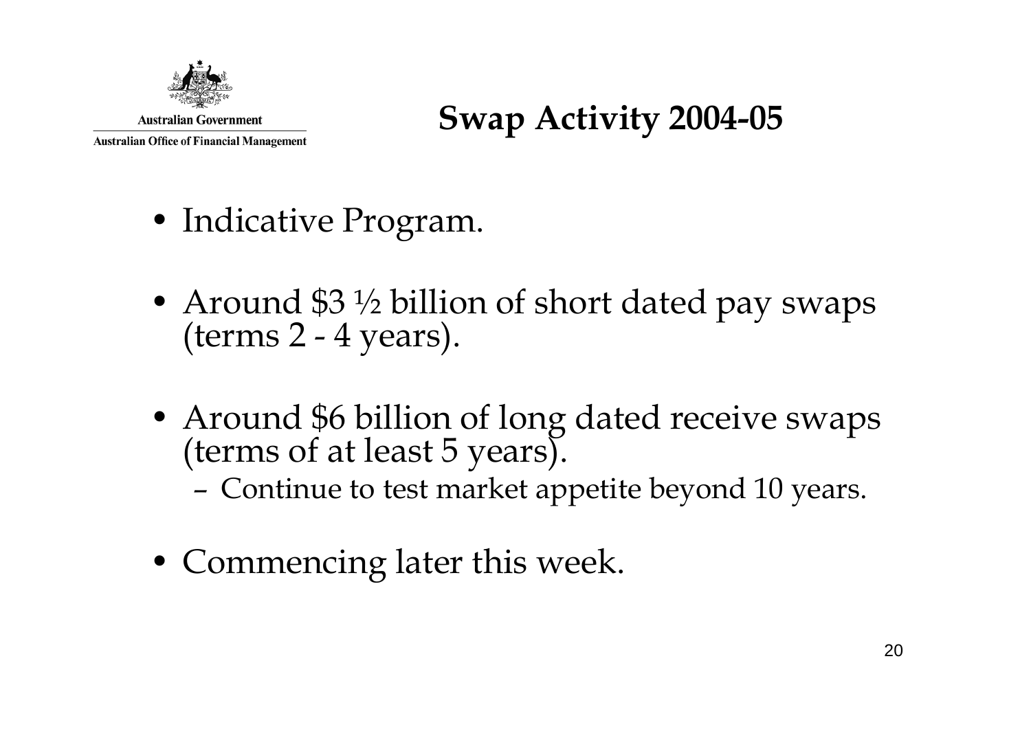Australian Government

Australian Office of Financial Management

# Swap Activity 2004-05

- Indicative Program.
- Around $3 ½ billion of short dated pay swaps (terms 2 - 4 years).
- Around $6 billion of long dated receive swaps (terms of at least 5 years).
  - Continue to test market appetite beyond 10 years.
- Commencing later this week.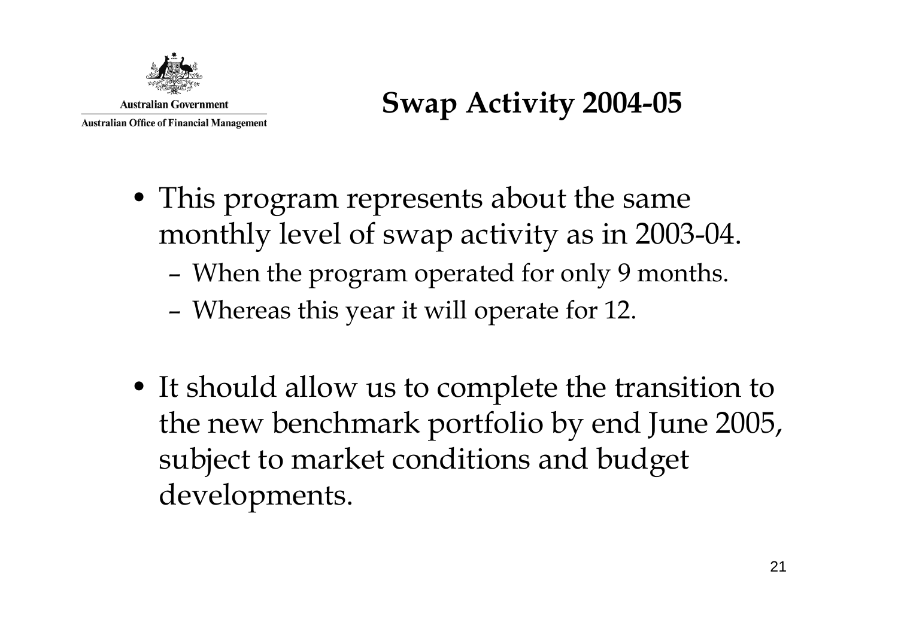Australian Government

Australian Office of Financial Management

# Swap Activity 2004-05

- This program represents about the same monthly level of swap activity as in 2003-04.
  - When the program operated for only 9 months.
  - Whereas this year it will operate for 12.

- It should allow us to complete the transition to the new benchmark portfolio by end June 2005, subject to market conditions and budget developments.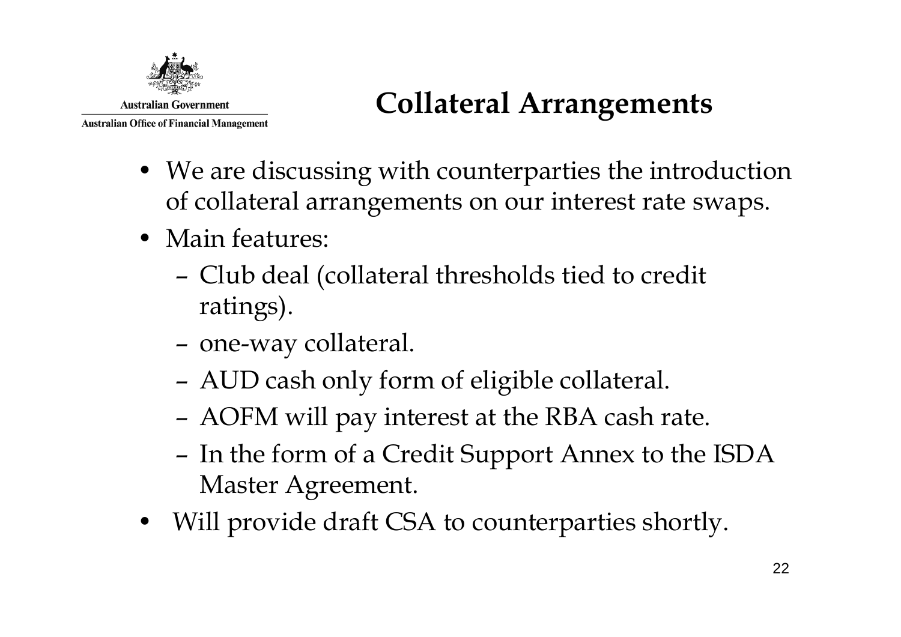# Collateral Arrangements

- We are discussing with counterparties the introduction of collateral arrangements on our interest rate swaps.
- Main features:
  - Club deal (collateral thresholds tied to credit ratings).
  - one-way collateral.
  - AUD cash only form of eligible collateral.
  - AOFM will pay interest at the RBA cash rate.
  - In the form of a Credit Support Annex to the ISDA Master Agreement.
- Will provide draft CSA to counterparties shortly.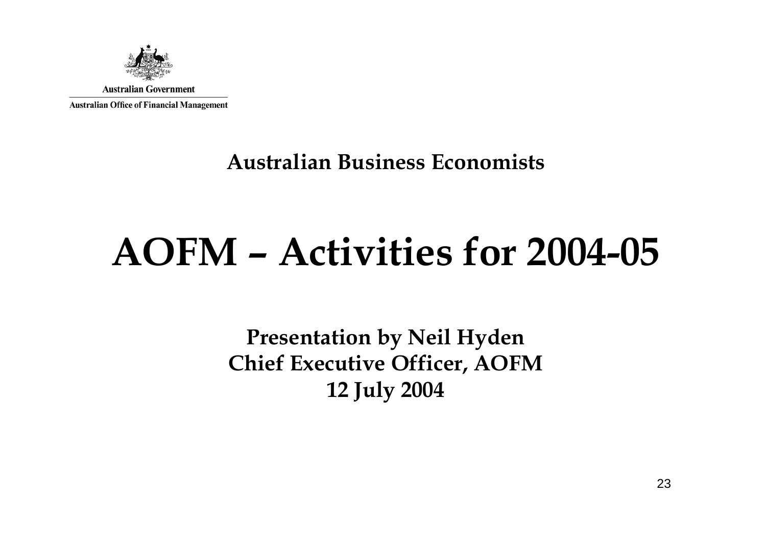Australian Government

Australian Office of Financial Management

**Australian Business Economists**

# AOFM – Activities for 2004-05

**Presentation by Neil Hyden**
**Chief Executive Officer, AOFM**
**12 July 2004**